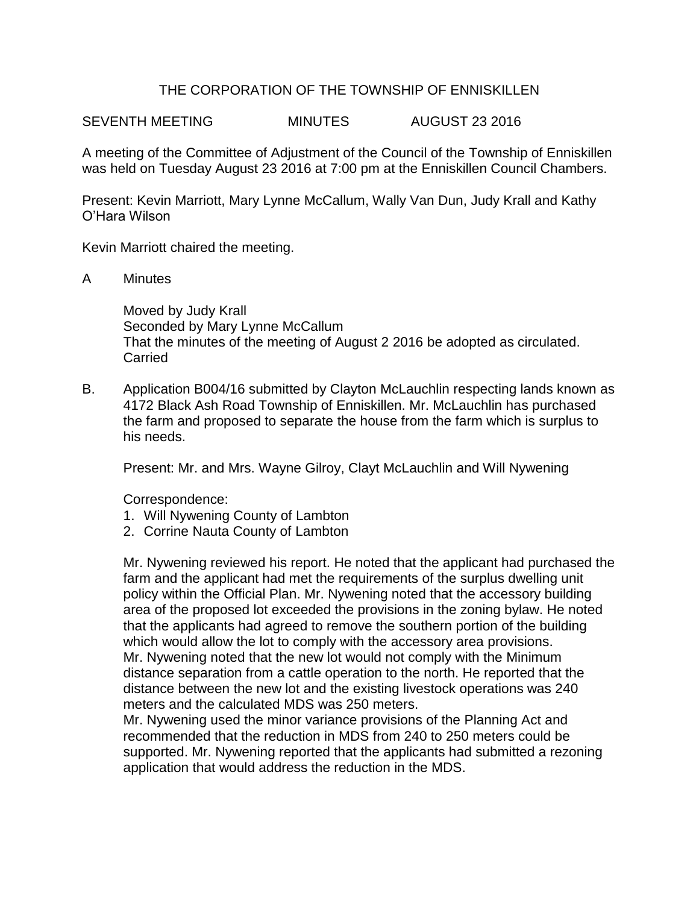# THE CORPORATION OF THE TOWNSHIP OF ENNISKILLEN

SEVENTH MEETING MINUTES AUGUST 23 2016

A meeting of the Committee of Adjustment of the Council of the Township of Enniskillen was held on Tuesday August 23 2016 at 7:00 pm at the Enniskillen Council Chambers.

Present: Kevin Marriott, Mary Lynne McCallum, Wally Van Dun, Judy Krall and Kathy O'Hara Wilson

Kevin Marriott chaired the meeting.

A Minutes

Moved by Judy Krall
Seconded by Mary Lynne McCallum
That the minutes of the meeting of August 2 2016 be adopted as circulated.
Carried

B. Application B004/16 submitted by Clayton McLauchlin respecting lands known as 4172 Black Ash Road Township of Enniskillen. Mr. McLauchlin has purchased the farm and proposed to separate the house from the farm which is surplus to his needs.

Present: Mr. and Mrs. Wayne Gilroy, Clayt McLauchlin and Will Nywening

Correspondence:

1. Will Nywening County of Lambton
2. Corrine Nauta County of Lambton

Mr. Nywening reviewed his report. He noted that the applicant had purchased the farm and the applicant had met the requirements of the surplus dwelling unit policy within the Official Plan. Mr. Nywening noted that the accessory building area of the proposed lot exceeded the provisions in the zoning bylaw. He noted that the applicants had agreed to remove the southern portion of the building which would allow the lot to comply with the accessory area provisions.
Mr. Nywening noted that the new lot would not comply with the Minimum distance separation from a cattle operation to the north. He reported that the distance between the new lot and the existing livestock operations was 240 meters and the calculated MDS was 250 meters.
Mr. Nywening used the minor variance provisions of the Planning Act and recommended that the reduction in MDS from 240 to 250 meters could be supported. Mr. Nywening reported that the applicants had submitted a rezoning application that would address the reduction in the MDS.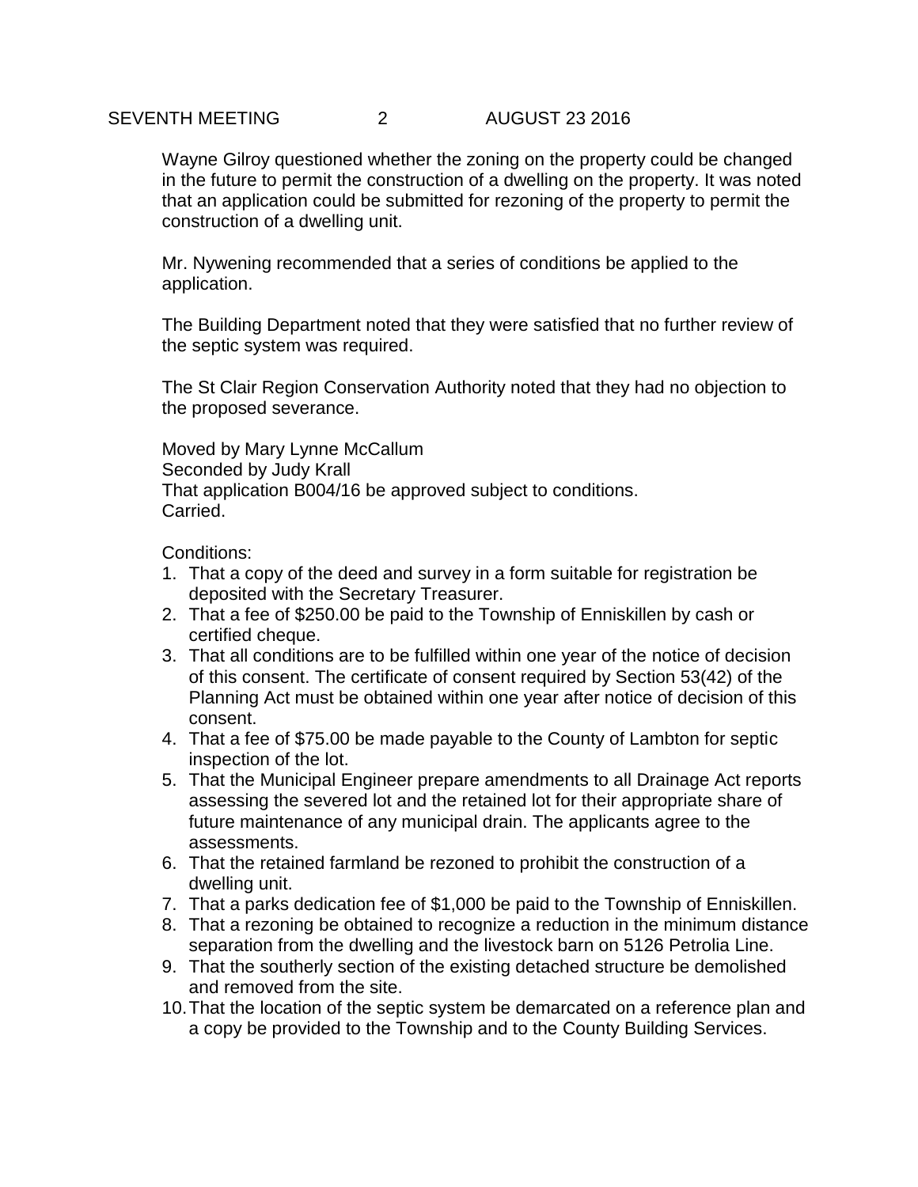Wayne Gilroy questioned whether the zoning on the property could be changed in the future to permit the construction of a dwelling on the property. It was noted that an application could be submitted for rezoning of the property to permit the construction of a dwelling unit.

Mr. Nywening recommended that a series of conditions be applied to the application.

The Building Department noted that they were satisfied that no further review of the septic system was required.

The St Clair Region Conservation Authority noted that they had no objection to the proposed severance.

Moved by Mary Lynne McCallum
Seconded by Judy Krall
That application B004/16 be approved subject to conditions.
Carried.

Conditions:

1. That a copy of the deed and survey in a form suitable for registration be deposited with the Secretary Treasurer.
2. That a fee of $250.00 be paid to the Township of Enniskillen by cash or certified cheque.
3. That all conditions are to be fulfilled within one year of the notice of decision of this consent. The certificate of consent required by Section 53(42) of the Planning Act must be obtained within one year after notice of decision of this consent.
4. That a fee of $75.00 be made payable to the County of Lambton for septic inspection of the lot.
5. That the Municipal Engineer prepare amendments to all Drainage Act reports assessing the severed lot and the retained lot for their appropriate share of future maintenance of any municipal drain. The applicants agree to the assessments.
6. That the retained farmland be rezoned to prohibit the construction of a dwelling unit.
7. That a parks dedication fee of $1,000 be paid to the Township of Enniskillen.
8. That a rezoning be obtained to recognize a reduction in the minimum distance separation from the dwelling and the livestock barn on 5126 Petrolia Line.
9. That the southerly section of the existing detached structure be demolished and removed from the site.
10. That the location of the septic system be demarcated on a reference plan and a copy be provided to the Township and to the County Building Services.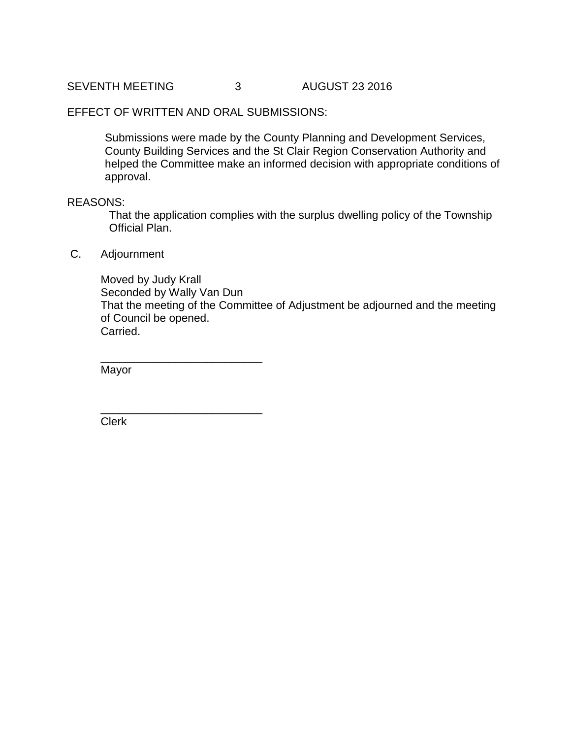EFFECT OF WRITTEN AND ORAL SUBMISSIONS:

Submissions were made by the County Planning and Development Services, County Building Services and the St Clair Region Conservation Authority and helped the Committee make an informed decision with appropriate conditions of approval.

REASONS:

That the application complies with the surplus dwelling policy of the Township Official Plan.

C. Adjournment

Moved by Judy Krall
Seconded by Wally Van Dun
That the meeting of the Committee of Adjustment be adjourned and the meeting of Council be opened.
Carried.

__________________________
Mayor

__________________________
Clerk